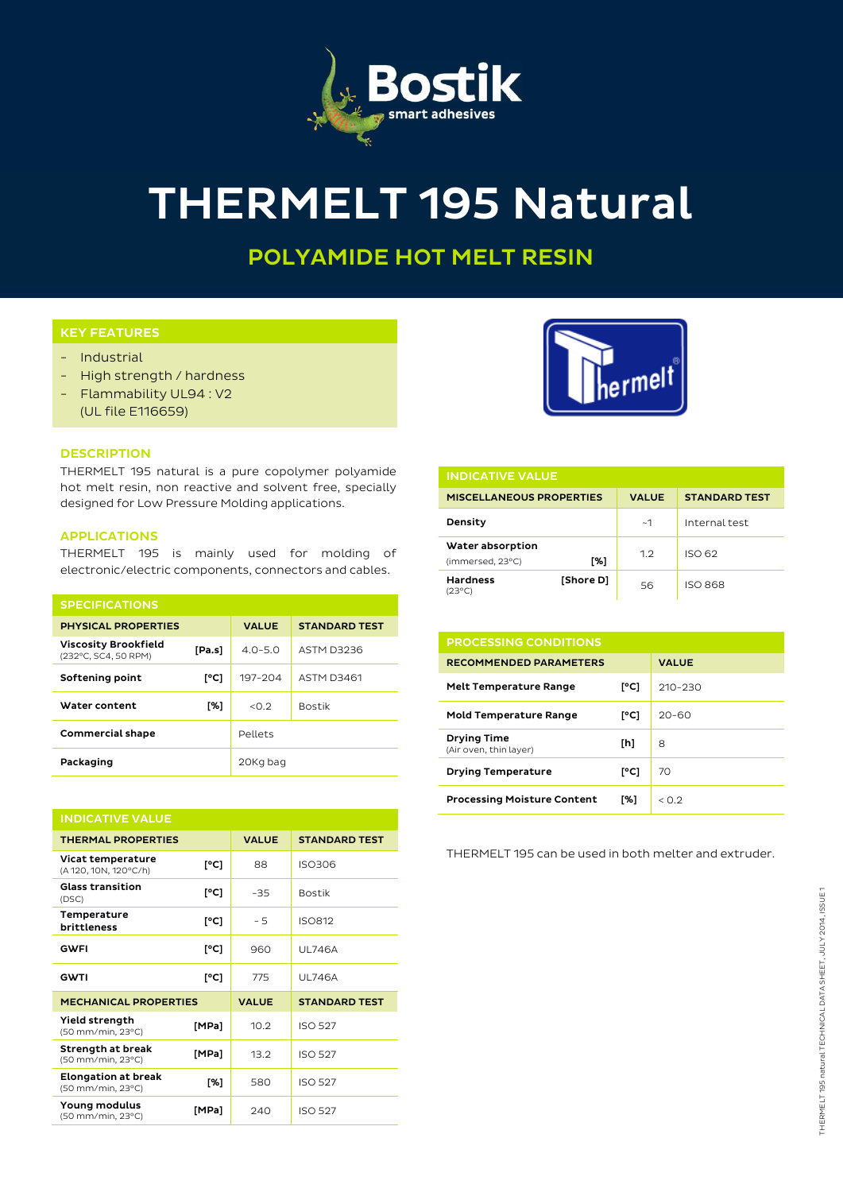# THERMELT 195 Natural

## POLYAMIDE HOT MELT RESIN

### KEY FEATURES

- Industrial
- High strength / hardness
- Flammability UL94 : V2
  (UL file E116659)

### DESCRIPTION

THERMELT 195 natural is a pure copolymer polyamide hot melt resin, non reactive and solvent free, specially designed for Low Pressure Molding applications.

### APPLICATIONS

THERMELT 195 is mainly used for molding of electronic/electric components, connectors and cables.

### SPECIFICATIONS

| PHYSICAL PROPERTIES | | VALUE | STANDARD TEST |
|---|---|---|---|
| Viscosity Brookfield (232°C, SC4, 50 RPM) | [Pa.s] | 4.0-5.0 | ASTM D3236 |
| Softening point | [°C] | 197-204 | ASTM D3461 |
| Water content | [%] | <0.2 | Bostik |
| Commercial shape | | Pellets | |
| Packaging | | 20Kg bag | |

### INDICATIVE VALUE

| THERMAL PROPERTIES | | VALUE | STANDARD TEST |
|---|---|---|---|
| Vicat temperature (A 120, 10N, 120°C/h) | [°C] | 88 | ISO306 |
| Glass transition (DSC) | [°C] | -35 | Bostik |
| Temperature brittleness | [°C] | - 5 | ISO812 |
| GWFI | [°C] | 960 | UL746A |
| GWTI | [°C] | 775 | UL746A |
| **MECHANICAL PROPERTIES** | | **VALUE** | **STANDARD TEST** |
| Yield strength (50 mm/min, 23°C) | [MPa] | 10.2 | ISO 527 |
| Strength at break (50 mm/min, 23°C) | [MPa] | 13.2 | ISO 527 |
| Elongation at break (50 mm/min, 23°C) | [%] | 580 | ISO 527 |
| Young modulus (50 mm/min, 23°C) | [MPa] | 240 | ISO 527 |

### INDICATIVE VALUE

| MISCELLANEOUS PROPERTIES | | VALUE | STANDARD TEST |
|---|---|---|---|
| Density | | ~1 | Internal test |
| Water absorption (immersed, 23°C) | [%] | 1.2 | ISO 62 |
| Hardness (23°C) | [Shore D] | 56 | ISO 868 |

### PROCESSING CONDITIONS

| RECOMMENDED PARAMETERS | | VALUE |
|---|---|---|
| Melt Temperature Range | [°C] | 210-230 |
| Mold Temperature Range | [°C] | 20-60 |
| Drying Time (Air oven, thin layer) | [h] | 8 |
| Drying Temperature | [°C] | 70 |
| Processing Moisture Content | [%] | < 0.2 |

THERMELT 195 can be used in both melter and extruder.

THERMELT 195 natural TECHNICAL DATA SHEET, JULY 2014, ISSUE 1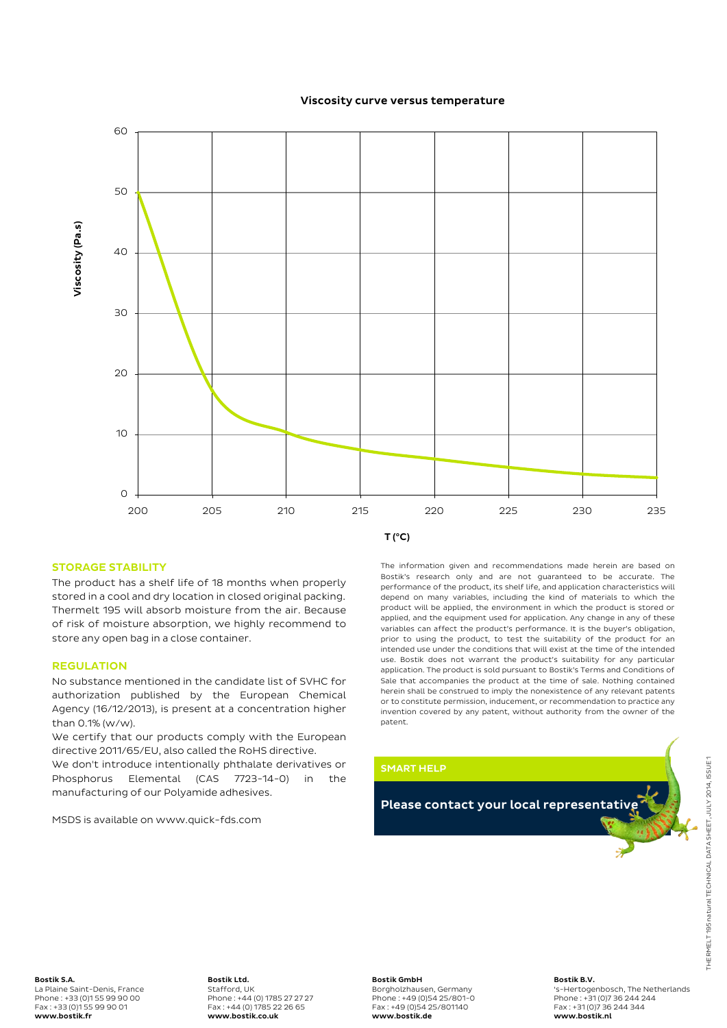**Viscosity curve versus temperature**

Viscosity (Pa.s)

60
50
40
30
20
10
0

200 205 210 215 220 225 230 235

T (°C)

## STORAGE STABILITY

The product has a shelf life of 18 months when properly stored in a cool and dry location in closed original packing. Thermelt 195 will absorb moisture from the air. Because of risk of moisture absorption, we highly recommend to store any open bag in a close container.

## REGULATION

No substance mentioned in the candidate list of SVHC for authorization published by the European Chemical Agency (16/12/2013), is present at a concentration higher than 0.1% (w/w).

We certify that our products comply with the European directive 2011/65/EU, also called the RoHS directive.

We don't introduce intentionally phthalate derivatives or Phosphorus Elemental (CAS 7723-14-0) in the manufacturing of our Polyamide adhesives.

MSDS is available on www.quick-fds.com

The information given and recommendations made herein are based on Bostik's research only and are not guaranteed to be accurate. The performance of the product, its shelf life, and application characteristics will depend on many variables, including the kind of materials to which the product will be applied, the environment in which the product is stored or applied, and the equipment used for application. Any change in any of these variables can affect the product's performance. It is the buyer's obligation, prior to using the product, to test the suitability of the product for an intended use under the conditions that will exist at the time of the intended use. Bostik does not warrant the product's suitability for any particular application. The product is sold pursuant to Bostik's Terms and Conditions of Sale that accompanies the product at the time of sale. Nothing contained herein shall be construed to imply the nonexistence of any relevant patents or to constitute permission, inducement, or recommendation to practice any invention covered by any patent, without authority from the owner of the patent.

## SMART HELP

**Please contact your local representative**

THERMELT 195 natural TECHNICAL DATA SHEET, JULY 2014, ISSUE 1

**Bostik S.A.**
La Plaine Saint-Denis, France
Phone : +33 (0)1 55 99 90 00
Fax : +33 (0)1 55 99 90 01
**www.bostik.fr**

**Bostik Ltd.**
Stafford, UK
Phone : +44 (0) 1785 27 27 27
Fax : +44 (0) 1785 22 26 65
**www.bostik.co.uk**

**Bostik GmbH**
Borgholzhausen, Germany
Phone : +49 (0)54 25/801-0
Fax : +49 (0)54 25/801140
**www.bostik.de**

**Bostik B.V.**
's-Hertogenbosch, The Netherlands
Phone : +31 (0)7 36 244 244
Fax : +31 (0)7 36 244 344
**www.bostik.nl**